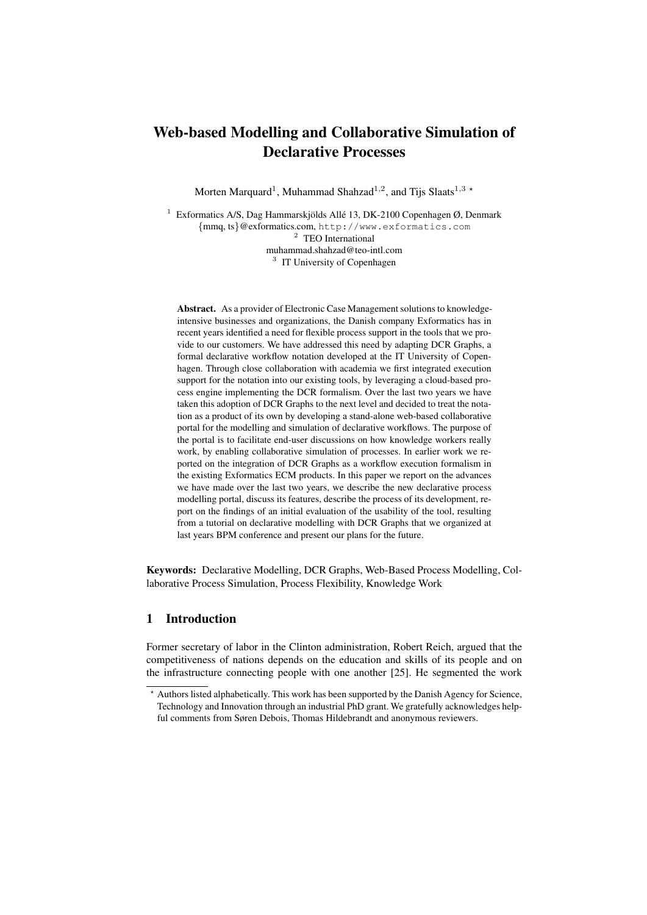# Web-based Modelling and Collaborative Simulation of Declarative Processes

Morten Marquard[1], Muhammad Shahzad[1,2], and Tijs Slaats[1,3] *

[1] Exformatics A/S, Dag Hammarskjölds Allé 13, DK-2100 Copenhagen Ø, Denmark
{mmq, ts}@exformatics.com, http://www.exformatics.com
[2] TEO International
muhammad.shahzad@teo-intl.com
[3] IT University of Copenhagen

**Abstract.** As a provider of Electronic Case Management solutions to knowledge-intensive businesses and organizations, the Danish company Exformatics has in recent years identified a need for flexible process support in the tools that we provide to our customers. We have addressed this need by adapting DCR Graphs, a formal declarative workflow notation developed at the IT University of Copenhagen. Through close collaboration with academia we first integrated execution support for the notation into our existing tools, by leveraging a cloud-based process engine implementing the DCR formalism. Over the last two years we have taken this adoption of DCR Graphs to the next level and decided to treat the notation as a product of its own by developing a stand-alone web-based collaborative portal for the modelling and simulation of declarative workflows. The purpose of the portal is to facilitate end-user discussions on how knowledge workers really work, by enabling collaborative simulation of processes. In earlier work we reported on the integration of DCR Graphs as a workflow execution formalism in the existing Exformatics ECM products. In this paper we report on the advances we have made over the last two years, we describe the new declarative process modelling portal, discuss its features, describe the process of its development, report on the findings of an initial evaluation of the usability of the tool, resulting from a tutorial on declarative modelling with DCR Graphs that we organized at last years BPM conference and present our plans for the future.

**Keywords:** Declarative Modelling, DCR Graphs, Web-Based Process Modelling, Collaborative Process Simulation, Process Flexibility, Knowledge Work

## 1 Introduction

Former secretary of labor in the Clinton administration, Robert Reich, argued that the competitiveness of nations depends on the education and skills of its people and on the infrastructure connecting people with one another [25]. He segmented the work

* Authors listed alphabetically. This work has been supported by the Danish Agency for Science, Technology and Innovation through an industrial PhD grant. We gratefully acknowledges helpful comments from Søren Debois, Thomas Hildebrandt and anonymous reviewers.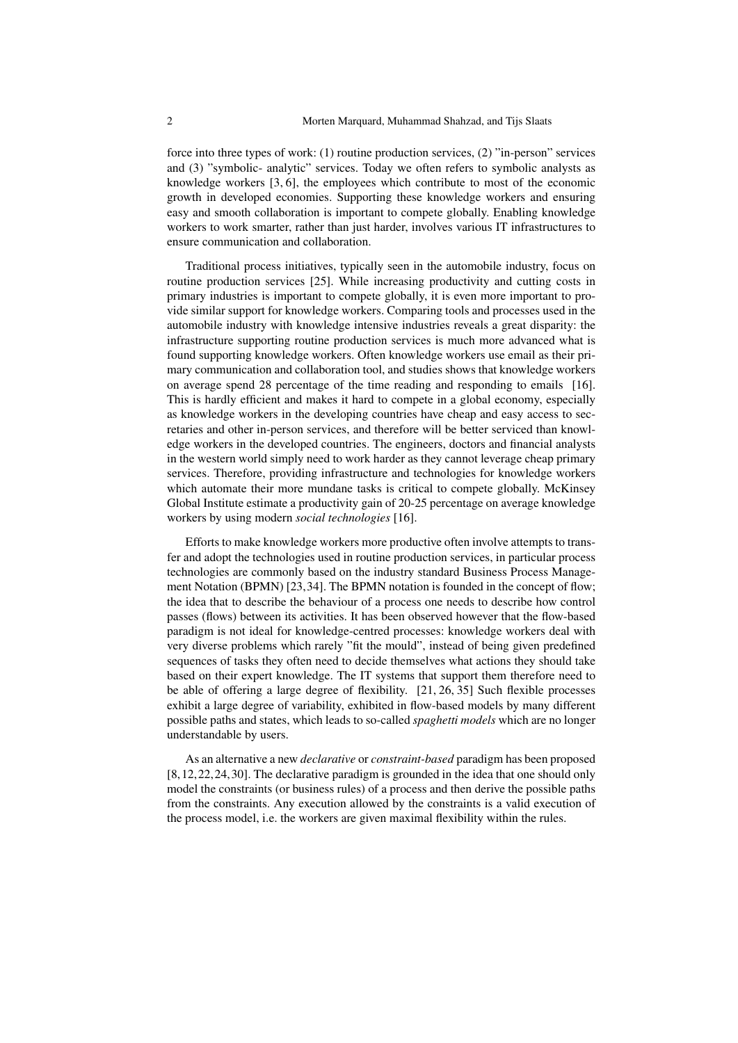force into three types of work: (1) routine production services, (2) "in-person" services and (3) "symbolic- analytic" services. Today we often refers to symbolic analysts as knowledge workers [3, 6], the employees which contribute to most of the economic growth in developed economies. Supporting these knowledge workers and ensuring easy and smooth collaboration is important to compete globally. Enabling knowledge workers to work smarter, rather than just harder, involves various IT infrastructures to ensure communication and collaboration.

Traditional process initiatives, typically seen in the automobile industry, focus on routine production services [25]. While increasing productivity and cutting costs in primary industries is important to compete globally, it is even more important to provide similar support for knowledge workers. Comparing tools and processes used in the automobile industry with knowledge intensive industries reveals a great disparity: the infrastructure supporting routine production services is much more advanced what is found supporting knowledge workers. Often knowledge workers use email as their primary communication and collaboration tool, and studies shows that knowledge workers on average spend 28 percentage of the time reading and responding to emails [16]. This is hardly efficient and makes it hard to compete in a global economy, especially as knowledge workers in the developing countries have cheap and easy access to secretaries and other in-person services, and therefore will be better serviced than knowledge workers in the developed countries. The engineers, doctors and financial analysts in the western world simply need to work harder as they cannot leverage cheap primary services. Therefore, providing infrastructure and technologies for knowledge workers which automate their more mundane tasks is critical to compete globally. McKinsey Global Institute estimate a productivity gain of 20-25 percentage on average knowledge workers by using modern *social technologies* [16].

Efforts to make knowledge workers more productive often involve attempts to transfer and adopt the technologies used in routine production services, in particular process technologies are commonly based on the industry standard Business Process Management Notation (BPMN) [23,34]. The BPMN notation is founded in the concept of flow; the idea that to describe the behaviour of a process one needs to describe how control passes (flows) between its activities. It has been observed however that the flow-based paradigm is not ideal for knowledge-centred processes: knowledge workers deal with very diverse problems which rarely "fit the mould", instead of being given predefined sequences of tasks they often need to decide themselves what actions they should take based on their expert knowledge. The IT systems that support them therefore need to be able of offering a large degree of flexibility. [21, 26, 35] Such flexible processes exhibit a large degree of variability, exhibited in flow-based models by many different possible paths and states, which leads to so-called *spaghetti models* which are no longer understandable by users.

As an alternative a new *declarative* or *constraint-based* paradigm has been proposed [8,12,22,24,30]. The declarative paradigm is grounded in the idea that one should only model the constraints (or business rules) of a process and then derive the possible paths from the constraints. Any execution allowed by the constraints is a valid execution of the process model, i.e. the workers are given maximal flexibility within the rules.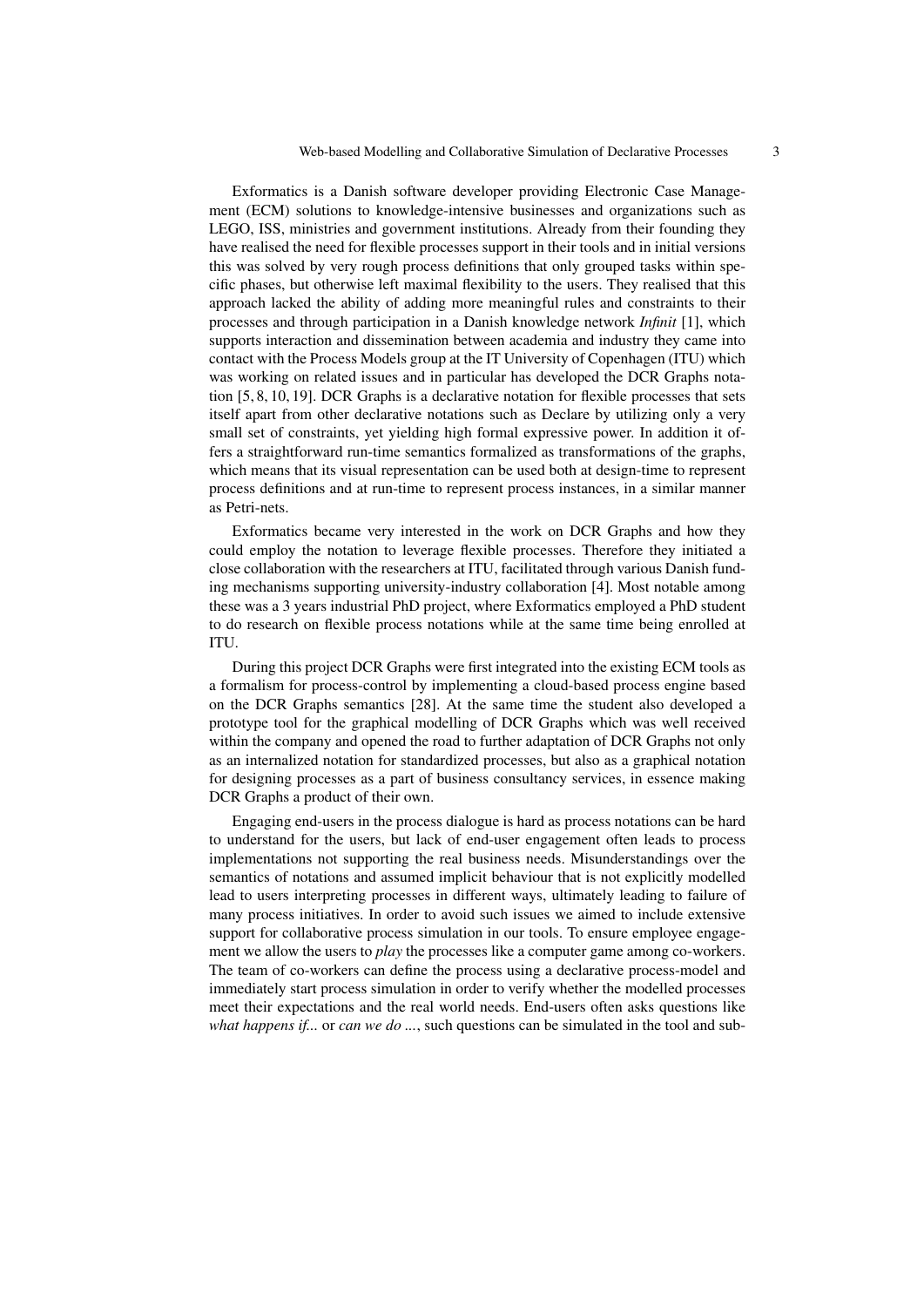Exformatics is a Danish software developer providing Electronic Case Management (ECM) solutions to knowledge-intensive businesses and organizations such as LEGO, ISS, ministries and government institutions. Already from their founding they have realised the need for flexible processes support in their tools and in initial versions this was solved by very rough process definitions that only grouped tasks within specific phases, but otherwise left maximal flexibility to the users. They realised that this approach lacked the ability of adding more meaningful rules and constraints to their processes and through participation in a Danish knowledge network *Infinit* [1], which supports interaction and dissemination between academia and industry they came into contact with the Process Models group at the IT University of Copenhagen (ITU) which was working on related issues and in particular has developed the DCR Graphs notation [5, 8, 10, 19]. DCR Graphs is a declarative notation for flexible processes that sets itself apart from other declarative notations such as Declare by utilizing only a very small set of constraints, yet yielding high formal expressive power. In addition it offers a straightforward run-time semantics formalized as transformations of the graphs, which means that its visual representation can be used both at design-time to represent process definitions and at run-time to represent process instances, in a similar manner as Petri-nets.

Exformatics became very interested in the work on DCR Graphs and how they could employ the notation to leverage flexible processes. Therefore they initiated a close collaboration with the researchers at ITU, facilitated through various Danish funding mechanisms supporting university-industry collaboration [4]. Most notable among these was a 3 years industrial PhD project, where Exformatics employed a PhD student to do research on flexible process notations while at the same time being enrolled at ITU.

During this project DCR Graphs were first integrated into the existing ECM tools as a formalism for process-control by implementing a cloud-based process engine based on the DCR Graphs semantics [28]. At the same time the student also developed a prototype tool for the graphical modelling of DCR Graphs which was well received within the company and opened the road to further adaptation of DCR Graphs not only as an internalized notation for standardized processes, but also as a graphical notation for designing processes as a part of business consultancy services, in essence making DCR Graphs a product of their own.

Engaging end-users in the process dialogue is hard as process notations can be hard to understand for the users, but lack of end-user engagement often leads to process implementations not supporting the real business needs. Misunderstandings over the semantics of notations and assumed implicit behaviour that is not explicitly modelled lead to users interpreting processes in different ways, ultimately leading to failure of many process initiatives. In order to avoid such issues we aimed to include extensive support for collaborative process simulation in our tools. To ensure employee engagement we allow the users to *play* the processes like a computer game among co-workers. The team of co-workers can define the process using a declarative process-model and immediately start process simulation in order to verify whether the modelled processes meet their expectations and the real world needs. End-users often asks questions like *what happens if...* or *can we do ...*, such questions can be simulated in the tool and sub-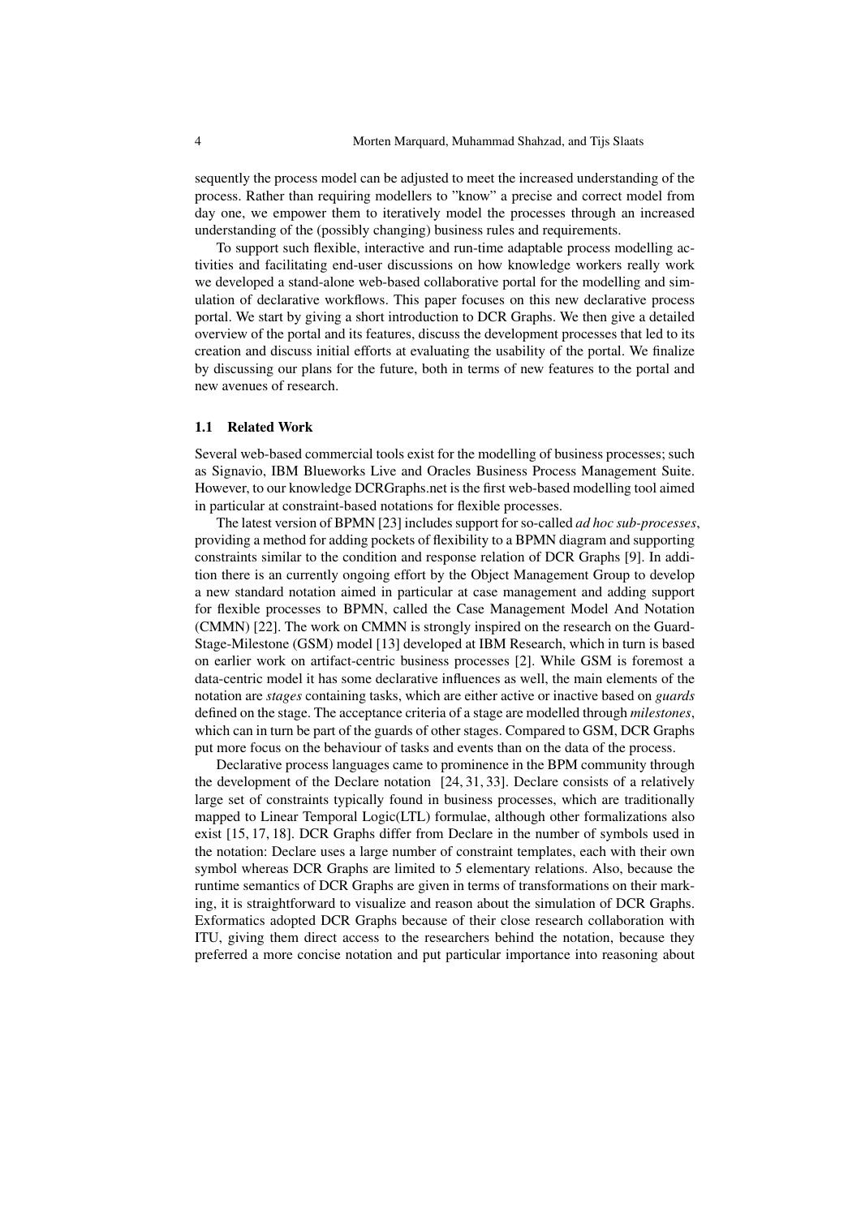sequently the process model can be adjusted to meet the increased understanding of the process. Rather than requiring modellers to "know" a precise and correct model from day one, we empower them to iteratively model the processes through an increased understanding of the (possibly changing) business rules and requirements.

To support such flexible, interactive and run-time adaptable process modelling activities and facilitating end-user discussions on how knowledge workers really work we developed a stand-alone web-based collaborative portal for the modelling and simulation of declarative workflows. This paper focuses on this new declarative process portal. We start by giving a short introduction to DCR Graphs. We then give a detailed overview of the portal and its features, discuss the development processes that led to its creation and discuss initial efforts at evaluating the usability of the portal. We finalize by discussing our plans for the future, both in terms of new features to the portal and new avenues of research.

### 1.1 Related Work

Several web-based commercial tools exist for the modelling of business processes; such as Signavio, IBM Blueworks Live and Oracles Business Process Management Suite. However, to our knowledge DCRGraphs.net is the first web-based modelling tool aimed in particular at constraint-based notations for flexible processes.

The latest version of BPMN [23] includes support for so-called *ad hoc sub-processes*, providing a method for adding pockets of flexibility to a BPMN diagram and supporting constraints similar to the condition and response relation of DCR Graphs [9]. In addition there is an currently ongoing effort by the Object Management Group to develop a new standard notation aimed in particular at case management and adding support for flexible processes to BPMN, called the Case Management Model And Notation (CMMN) [22]. The work on CMMN is strongly inspired on the research on the Guard-Stage-Milestone (GSM) model [13] developed at IBM Research, which in turn is based on earlier work on artifact-centric business processes [2]. While GSM is foremost a data-centric model it has some declarative influences as well, the main elements of the notation are *stages* containing tasks, which are either active or inactive based on *guards* defined on the stage. The acceptance criteria of a stage are modelled through *milestones*, which can in turn be part of the guards of other stages. Compared to GSM, DCR Graphs put more focus on the behaviour of tasks and events than on the data of the process.

Declarative process languages came to prominence in the BPM community through the development of the Declare notation [24, 31, 33]. Declare consists of a relatively large set of constraints typically found in business processes, which are traditionally mapped to Linear Temporal Logic(LTL) formulae, although other formalizations also exist [15, 17, 18]. DCR Graphs differ from Declare in the number of symbols used in the notation: Declare uses a large number of constraint templates, each with their own symbol whereas DCR Graphs are limited to 5 elementary relations. Also, because the runtime semantics of DCR Graphs are given in terms of transformations on their marking, it is straightforward to visualize and reason about the simulation of DCR Graphs. Exformatics adopted DCR Graphs because of their close research collaboration with ITU, giving them direct access to the researchers behind the notation, because they preferred a more concise notation and put particular importance into reasoning about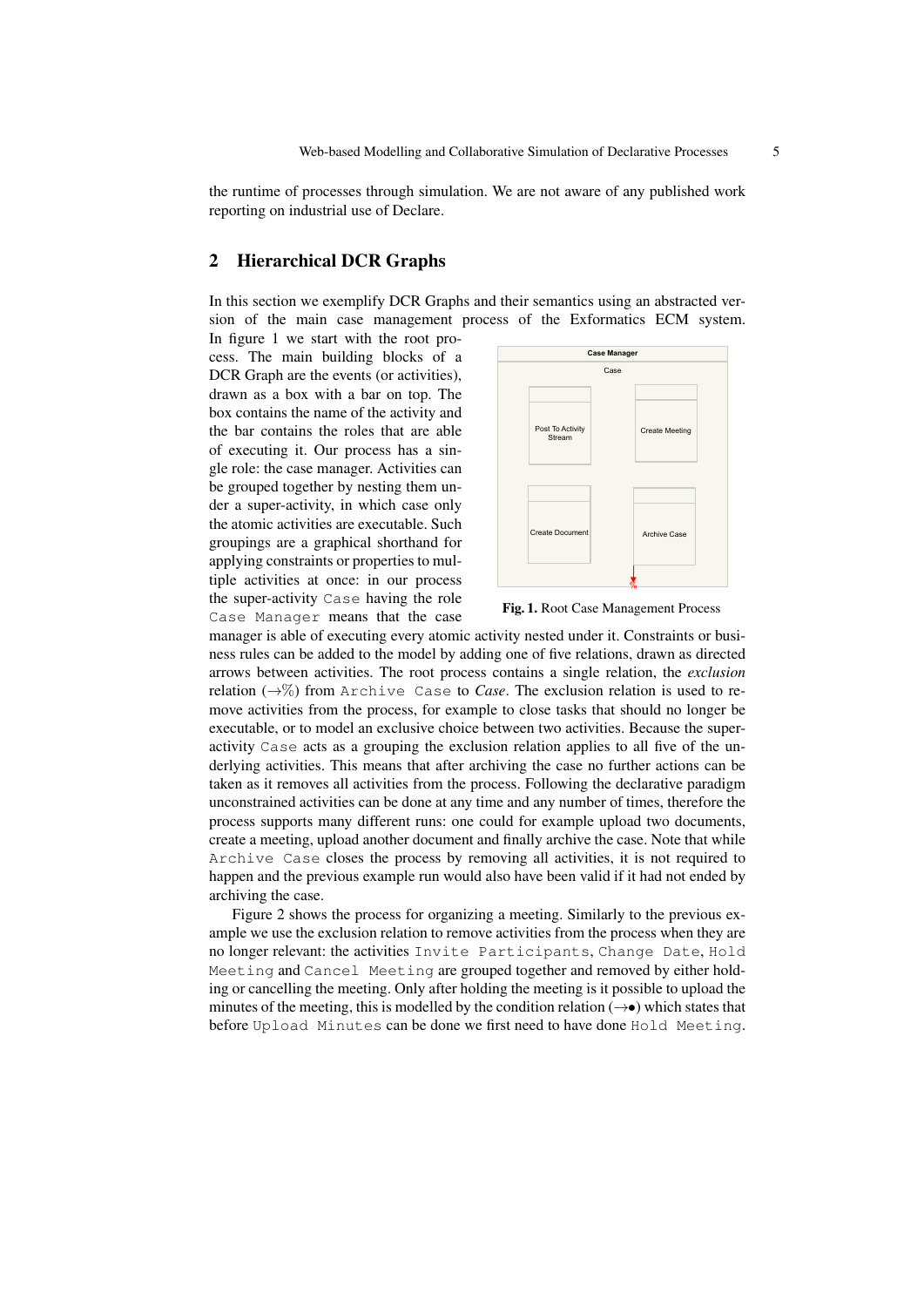the runtime of processes through simulation. We are not aware of any published work reporting on industrial use of Declare.

## 2 Hierarchical DCR Graphs

In this section we exemplify DCR Graphs and their semantics using an abstracted version of the main case management process of the Exformatics ECM system. In figure 1 we start with the root process. The main building blocks of a DCR Graph are the events (or activities), drawn as a box with a bar on top. The box contains the name of the activity and the bar contains the roles that are able of executing it. Our process has a single role: the case manager. Activities can be grouped together by nesting them under a super-activity, in which case only the atomic activities are executable. Such groupings are a graphical shorthand for applying constraints or properties to multiple activities at once: in our process the super-activity `Case` having the role `Case Manager` means that the case manager is able of executing every atomic activity nested under it. Constraints or business rules can be added to the model by adding one of five relations, drawn as directed arrows between activities. The root process contains a single relation, the *exclusion* relation ($\rightarrow\%$) from `Archive Case` to *Case*. The exclusion relation is used to remove activities from the process, for example to close tasks that should no longer be executable, or to model an exclusive choice between two activities. Because the super-activity `Case` acts as a grouping the exclusion relation applies to all five of the underlying activities. This means that after archiving the case no further actions can be taken as it removes all activities from the process. Following the declarative paradigm unconstrained activities can be done at any time and any number of times, therefore the process supports many different runs: one could for example upload two documents, create a meeting, upload another document and finally archive the case. Note that while `Archive Case` closes the process by removing all activities, it is not required to happen and the previous example run would also have been valid if it had not ended by archiving the case.

Case Manager

Case

Post To Activity Stream

Create Meeting

Create Document

Archive Case

%

**Fig. 1.** Root Case Management Process

Figure 2 shows the process for organizing a meeting. Similarly to the previous example we use the exclusion relation to remove activities from the process when they are no longer relevant: the activities `Invite Participants`, `Change Date`, `Hold Meeting` and `Cancel Meeting` are grouped together and removed by either holding or cancelling the meeting. Only after holding the meeting is it possible to upload the minutes of the meeting, this is modelled by the condition relation ($\rightarrow\bullet$) which states that before `Upload Minutes` can be done we first need to have done `Hold Meeting`.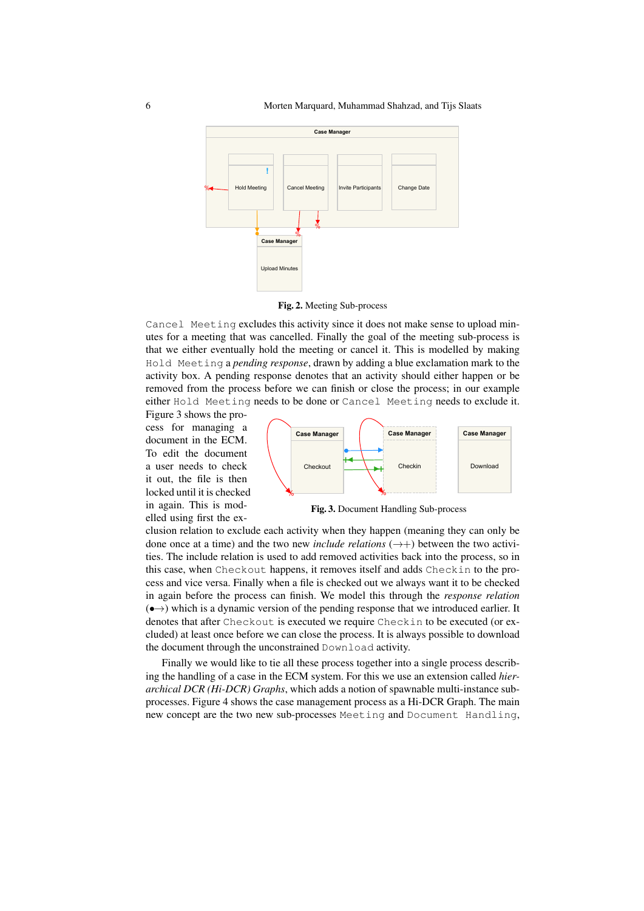Case Manager

Hold Meeting

Cancel Meeting

Invite Participants

Change Date

Case Manager

Upload Minutes

**Fig. 2.** Meeting Sub-process

`Cancel Meeting` excludes this activity since it does not make sense to upload minutes for a meeting that was cancelled. Finally the goal of the meeting sub-process is that we either eventually hold the meeting or cancel it. This is modelled by making `Hold Meeting` a *pending response*, drawn by adding a blue exclamation mark to the activity box. A pending response denotes that an activity should either happen or be removed from the process before we can finish or close the process; in our example either `Hold Meeting` needs to be done or `Cancel Meeting` needs to exclude it.

Case Manager

Checkout

Case Manager

Checkin

Case Manager

Download

**Fig. 3.** Document Handling Sub-process

Figure 3 shows the process for managing a document in the ECM. To edit the document a user needs to check it out, the file is then locked until it is checked in again. This is modelled using first the exclusion relation to exclude each activity when they happen (meaning they can only be done once at a time) and the two new *include relations* ($\rightarrow+$) between the two activities. The include relation is used to add removed activities back into the process, so in this case, when `Checkout` happens, it removes itself and adds `Checkin` to the process and vice versa. Finally when a file is checked out we always want it to be checked in again before the process can finish. We model this through the *response relation* ($\bullet\!\!\rightarrow$) which is a dynamic version of the pending response that we introduced earlier. It denotes that after `Checkout` is executed we require `Checkin` to be executed (or excluded) at least once before we can close the process. It is always possible to download the document through the unconstrained `Download` activity.

Finally we would like to tie all these process together into a single process describing the handling of a case in the ECM system. For this we use an extension called *hierarchical DCR (Hi-DCR) Graphs*, which adds a notion of spawnable multi-instance subprocesses. Figure 4 shows the case management process as a Hi-DCR Graph. The main new concept are the two new sub-processes `Meeting` and `Document Handling`,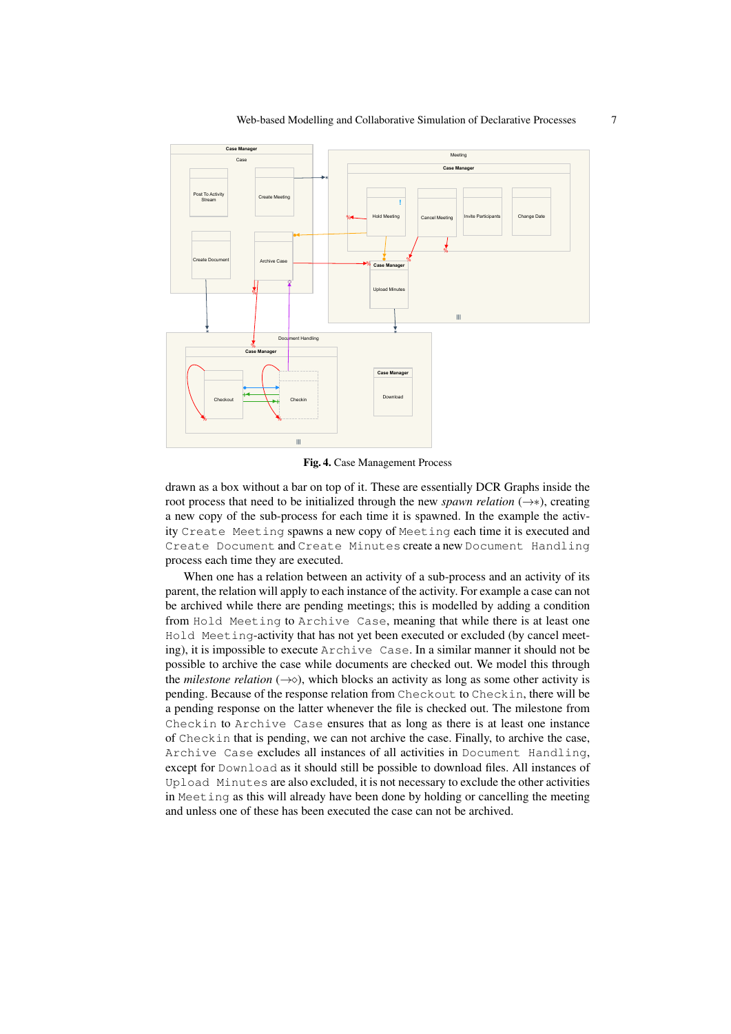Case Manager

Case

Post To Activity Stream

Create Meeting

Create Document

Archive Case

Meeting

Case Manager

Hold Meeting

Cancel Meeting

Invite Participants

Change Date

Case Manager

Upload Minutes

Document Handling

Case Manager

Checkout

Checkin

Case Manager

Download

**Fig. 4.** Case Management Process

drawn as a box without a bar on top of it. These are essentially DCR Graphs inside the root process that need to be initialized through the new *spawn relation* ($\rightarrow\!\!*$), creating a new copy of the sub-process for each time it is spawned. In the example the activity `Create Meeting` spawns a new copy of `Meeting` each time it is executed and `Create Document` and `Create Minutes` create a new `Document Handling` process each time they are executed.

When one has a relation between an activity of a sub-process and an activity of its parent, the relation will apply to each instance of the activity. For example a case can not be archived while there are pending meetings; this is modelled by adding a condition from `Hold Meeting` to `Archive Case`, meaning that while there is at least one `Hold Meeting`-activity that has not yet been executed or excluded (by cancel meeting), it is impossible to execute `Archive Case`. In a similar manner it should not be possible to archive the case while documents are checked out. We model this through the *milestone relation* ($\rightarrow\!\diamond$), which blocks an activity as long as some other activity is pending. Because of the response relation from `Checkout` to `Checkin`, there will be a pending response on the latter whenever the file is checked out. The milestone from `Checkin` to `Archive Case` ensures that as long as there is at least one instance of `Checkin` that is pending, we can not archive the case. Finally, to archive the case, `Archive Case` excludes all instances of all activities in `Document Handling`, except for `Download` as it should still be possible to download files. All instances of `Upload Minutes` are also excluded, it is not necessary to exclude the other activities in `Meeting` as this will already have been done by holding or cancelling the meeting and unless one of these has been executed the case can not be archived.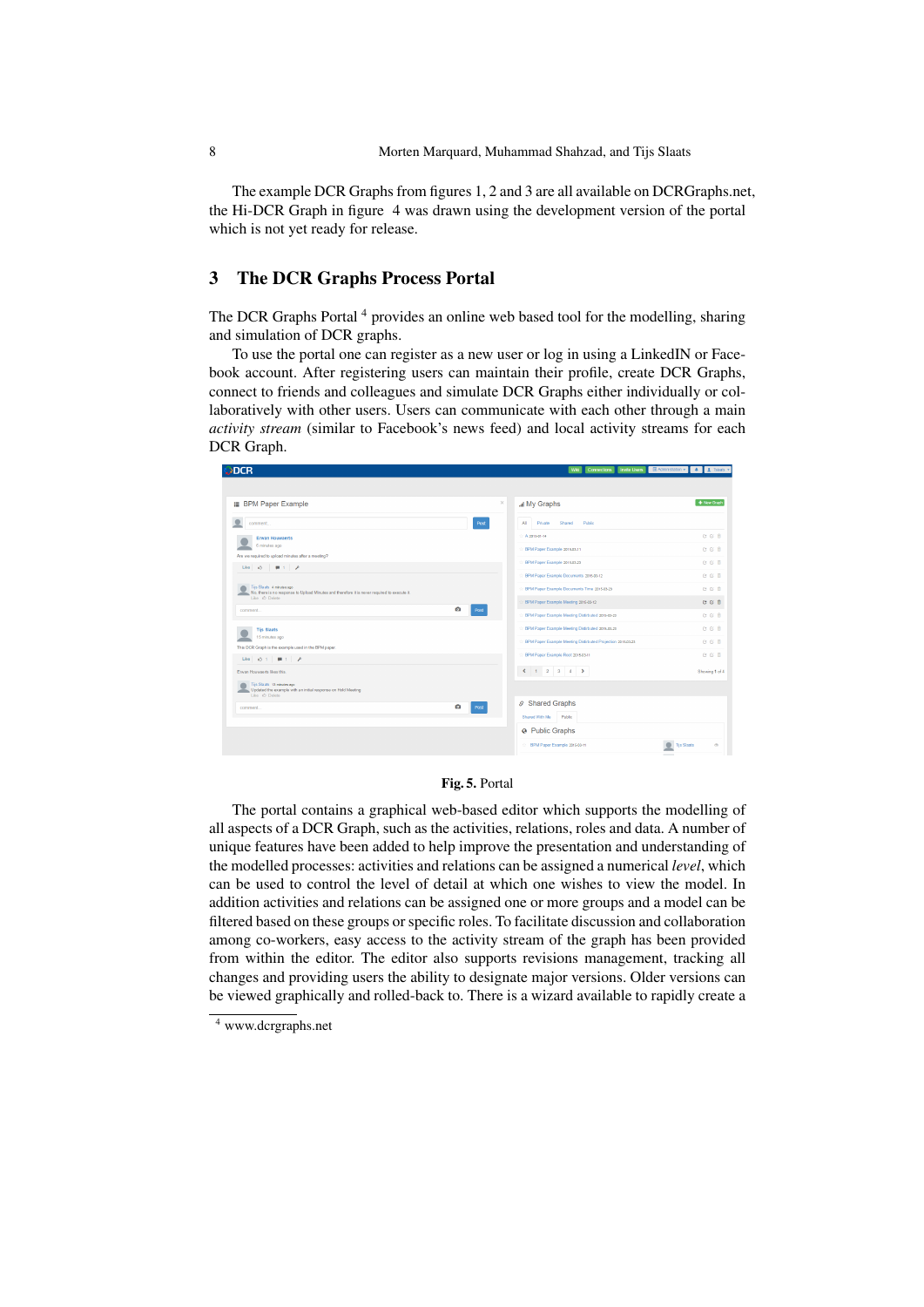The example DCR Graphs from figures 1, 2 and 3 are all available on DCRGraphs.net, the Hi-DCR Graph in figure 4 was drawn using the development version of the portal which is not yet ready for release.

## 3 The DCR Graphs Process Portal

The DCR Graphs Portal [4] provides an online web based tool for the modelling, sharing and simulation of DCR graphs.

To use the portal one can register as a new user or log in using a LinkedIN or Facebook account. After registering users can maintain their profile, create DCR Graphs, connect to friends and colleagues and simulate DCR Graphs either individually or collaboratively with other users. Users can communicate with each other through a main *activity stream* (similar to Facebook's news feed) and local activity streams for each DCR Graph.

**Fig. 5.** Portal

The portal contains a graphical web-based editor which supports the modelling of all aspects of a DCR Graph, such as the activities, relations, roles and data. A number of unique features have been added to help improve the presentation and understanding of the modelled processes: activities and relations can be assigned a numerical *level*, which can be used to control the level of detail at which one wishes to view the model. In addition activities and relations can be assigned one or more groups and a model can be filtered based on these groups or specific roles. To facilitate discussion and collaboration among co-workers, easy access to the activity stream of the graph has been provided from within the editor. The editor also supports revisions management, tracking all changes and providing users the ability to designate major versions. Older versions can be viewed graphically and rolled-back to. There is a wizard available to rapidly create a

[4] www.dcrgraphs.net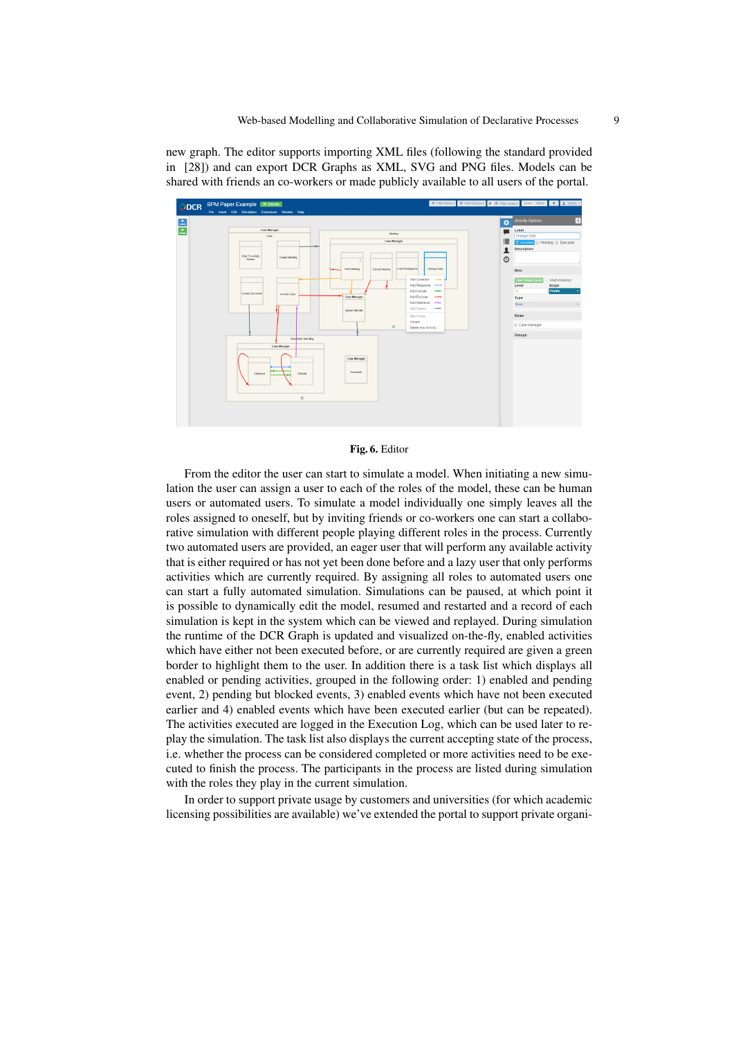new graph. The editor supports importing XML files (following the standard provided in [28]) and can export DCR Graphs as XML, SVG and PNG files. Models can be shared with friends an co-workers or made publicly available to all users of the portal.

**Fig. 6.** Editor

From the editor the user can start to simulate a model. When initiating a new simulation the user can assign a user to each of the roles of the model, these can be human users or automated users. To simulate a model individually one simply leaves all the roles assigned to oneself, but by inviting friends or co-workers one can start a collaborative simulation with different people playing different roles in the process. Currently two automated users are provided, an eager user that will perform any available activity that is either required or has not yet been done before and a lazy user that only performs activities which are currently required. By assigning all roles to automated users one can start a fully automated simulation. Simulations can be paused, at which point it is possible to dynamically edit the model, resumed and restarted and a record of each simulation is kept in the system which can be viewed and replayed. During simulation the runtime of the DCR Graph is updated and visualized on-the-fly, enabled activities which have either not been executed before, or are currently required are given a green border to highlight them to the user. In addition there is a task list which displays all enabled or pending activities, grouped in the following order: 1) enabled and pending event, 2) pending but blocked events, 3) enabled events which have not been executed earlier and 4) enabled events which have been executed earlier (but can be repeated). The activities executed are logged in the Execution Log, which can be used later to replay the simulation. The task list also displays the current accepting state of the process, i.e. whether the process can be considered completed or more activities need to be executed to finish the process. The participants in the process are listed during simulation with the roles they play in the current simulation.

In order to support private usage by customers and universities (for which academic licensing possibilities are available) we've extended the portal to support private organi-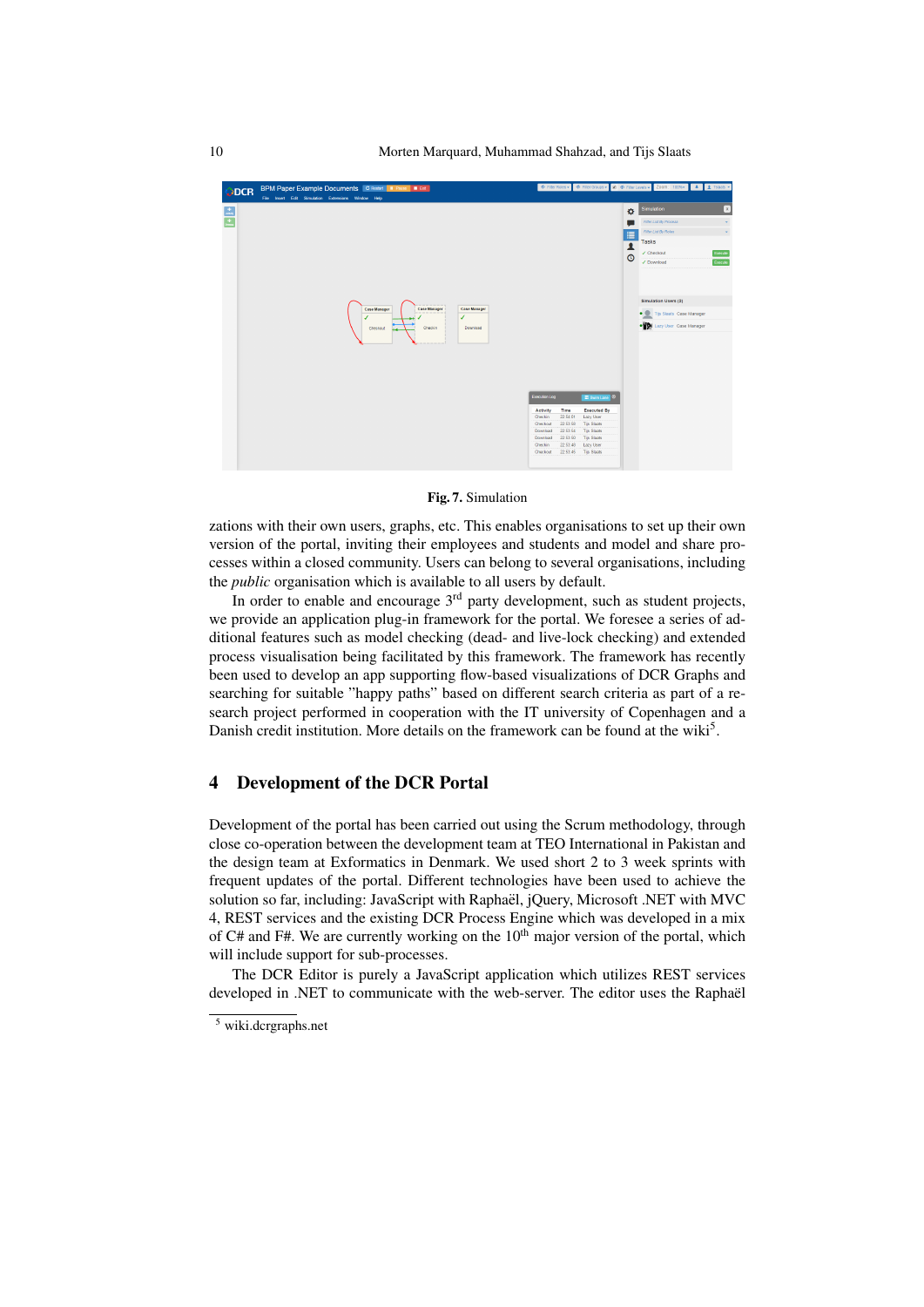**Fig. 7.** Simulation

zations with their own users, graphs, etc. This enables organisations to set up their own version of the portal, inviting their employees and students and model and share processes within a closed community. Users can belong to several organisations, including the *public* organisation which is available to all users by default.

In order to enable and encourage 3rd party development, such as student projects, we provide an application plug-in framework for the portal. We foresee a series of additional features such as model checking (dead- and live-lock checking) and extended process visualisation being facilitated by this framework. The framework has recently been used to develop an app supporting flow-based visualizations of DCR Graphs and searching for suitable "happy paths" based on different search criteria as part of a research project performed in cooperation with the IT university of Copenhagen and a Danish credit institution. More details on the framework can be found at the wiki[5].

## 4 Development of the DCR Portal

Development of the portal has been carried out using the Scrum methodology, through close co-operation between the development team at TEO International in Pakistan and the design team at Exformatics in Denmark. We used short 2 to 3 week sprints with frequent updates of the portal. Different technologies have been used to achieve the solution so far, including: JavaScript with Raphaël, jQuery, Microsoft .NET with MVC 4, REST services and the existing DCR Process Engine which was developed in a mix of C# and F#. We are currently working on the 10th major version of the portal, which will include support for sub-processes.

The DCR Editor is purely a JavaScript application which utilizes REST services developed in .NET to communicate with the web-server. The editor uses the Raphaël

[5] wiki.dcrgraphs.net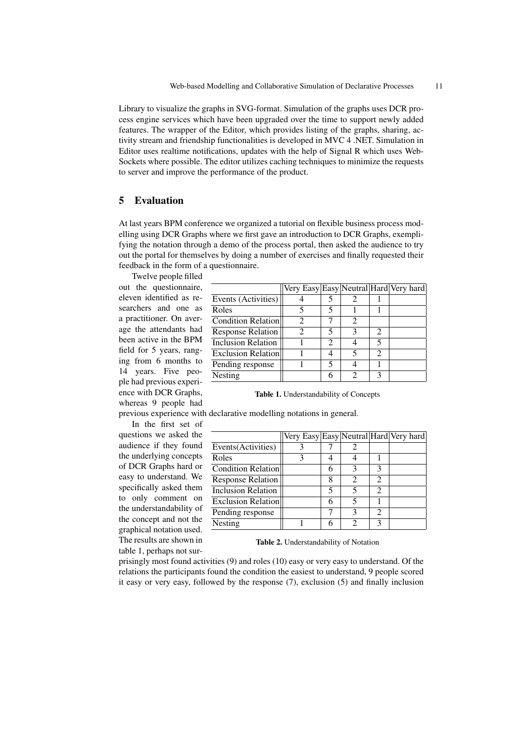Library to visualize the graphs in SVG-format. Simulation of the graphs uses DCR process engine services which have been upgraded over the time to support newly added features. The wrapper of the Editor, which provides listing of the graphs, sharing, activity stream and friendship functionalities is developed in MVC 4 .NET. Simulation in Editor uses realtime notifications, updates with the help of Signal R which uses WebSockets where possible. The editor utilizes caching techniques to minimize the requests to server and improve the performance of the product.

## 5 Evaluation

At last years BPM conference we organized a tutorial on flexible business process modelling using DCR Graphs where we first gave an introduction to DCR Graphs, exemplifying the notation through a demo of the process portal, then asked the audience to try out the portal for themselves by doing a number of exercises and finally requested their feedback in the form of a questionnaire.

Twelve people filled out the questionnaire, eleven identified as researchers and one as a practitioner. On average the attendants had been active in the BPM field for 5 years, ranging from 6 months to 14 years. Five people had previous experience with DCR Graphs, whereas 9 people had previous experience with declarative modelling notations in general.

| | Very Easy | Easy | Neutral | Hard | Very hard |
|---|---|---|---|---|---|
| Events (Activities) | 4 | 5 | 2 | 1 | |
| Roles | 5 | 5 | 1 | 1 | |
| Condition Relation | 2 | 7 | 2 | | |
| Response Relation | 2 | 5 | 3 | 2 | |
| Inclusion Relation | 1 | 2 | 4 | 5 | |
| Exclusion Relation | 1 | 4 | 5 | 2 | |
| Pending response | 1 | 5 | 4 | 1 | |
| Nesting | | 6 | 2 | 3 | |

**Table 1.** Understandability of Concepts

In the first set of questions we asked the audience if they found the underlying concepts of DCR Graphs hard or easy to understand. We specifically asked them to only comment on the understandability of the concept and not the graphical notation used. The results are shown in table 1, perhaps not surprisingly most found activities (9) and roles (10) easy or very easy to understand. Of the relations the participants found the condition the easiest to understand, 9 people scored it easy or very easy, followed by the response (7), exclusion (5) and finally inclusion

| | Very Easy | Easy | Neutral | Hard | Very hard |
|---|---|---|---|---|---|
| Events(Activities) | 3 | 7 | 2 | | |
| Roles | 3 | 4 | 4 | 1 | |
| Condition Relation | | 6 | 3 | 3 | |
| Response Relation | | 8 | 2 | 2 | |
| Inclusion Relation | | 5 | 5 | 2 | |
| Exclusion Relation | | 6 | 5 | 1 | |
| Pending response | | 7 | 3 | 2 | |
| Nesting | 1 | 6 | 2 | 3 | |

**Table 2.** Understandability of Notation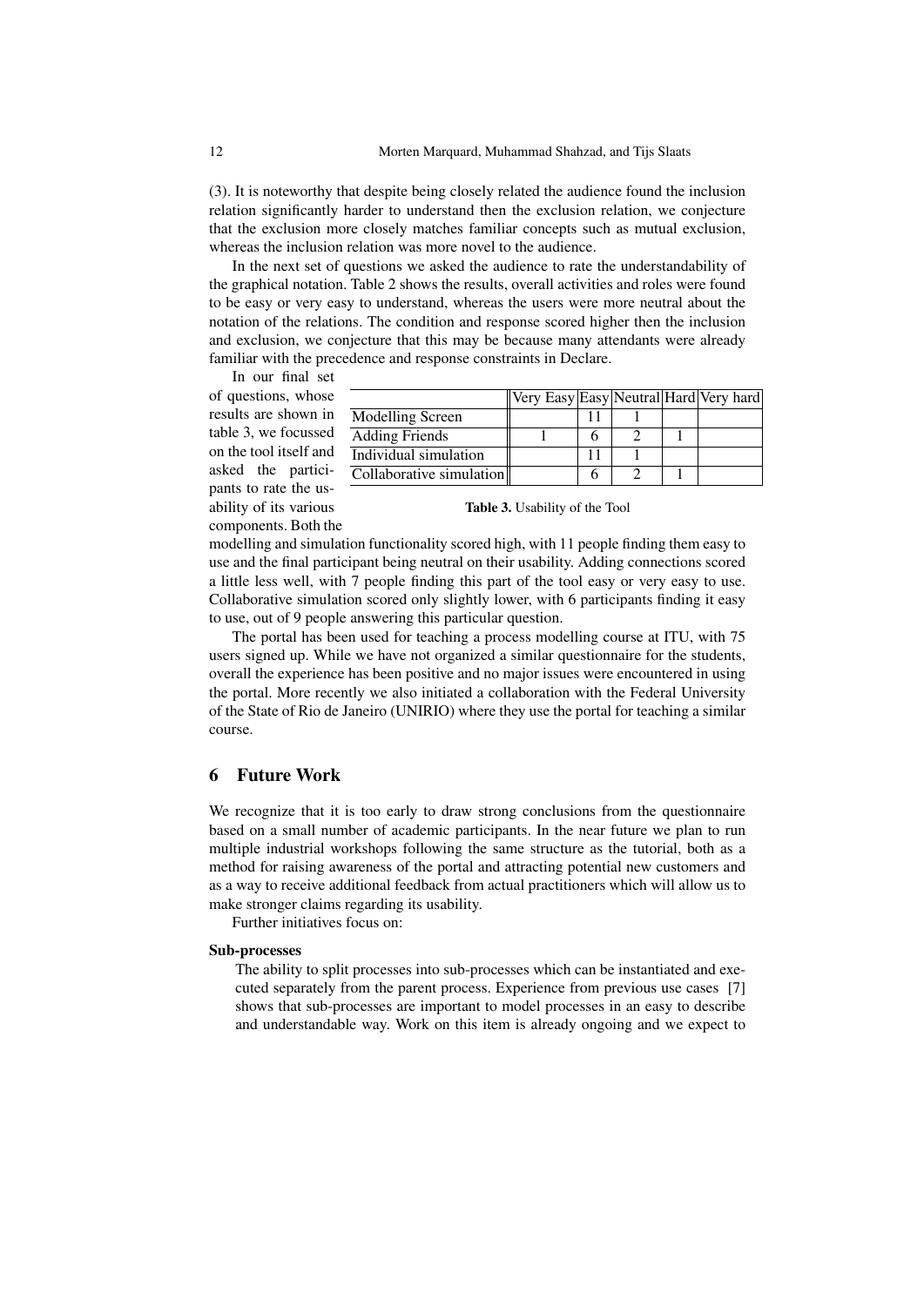(3). It is noteworthy that despite being closely related the audience found the inclusion relation significantly harder to understand then the exclusion relation, we conjecture that the exclusion more closely matches familiar concepts such as mutual exclusion, whereas the inclusion relation was more novel to the audience.

In the next set of questions we asked the audience to rate the understandability of the graphical notation. Table 2 shows the results, overall activities and roles were found to be easy or very easy to understand, whereas the users were more neutral about the notation of the relations. The condition and response scored higher then the inclusion and exclusion, we conjecture that this may be because many attendants were already familiar with the precedence and response constraints in Declare.

In our final set of questions, whose results are shown in table 3, we focussed on the tool itself and asked the participants to rate the usability of its various components. Both the modelling and simulation functionality scored high, with 11 people finding them easy to use and the final participant being neutral on their usability. Adding connections scored a little less well, with 7 people finding this part of the tool easy or very easy to use. Collaborative simulation scored only slightly lower, with 6 participants finding it easy to use, out of 9 people answering this particular question.

| | Very Easy | Easy | Neutral | Hard | Very hard |
|---|---|---|---|---|---|
| Modelling Screen | | 11 | 1 | | |
| Adding Friends | 1 | 6 | 2 | 1 | |
| Individual simulation | | 11 | 1 | | |
| Collaborative simulation | | 6 | 2 | 1 | |

**Table 3.** Usability of the Tool

The portal has been used for teaching a process modelling course at ITU, with 75 users signed up. While we have not organized a similar questionnaire for the students, overall the experience has been positive and no major issues were encountered in using the portal. More recently we also initiated a collaboration with the Federal University of the State of Rio de Janeiro (UNIRIO) where they use the portal for teaching a similar course.

## 6 Future Work

We recognize that it is too early to draw strong conclusions from the questionnaire based on a small number of academic participants. In the near future we plan to run multiple industrial workshops following the same structure as the tutorial, both as a method for raising awareness of the portal and attracting potential new customers and as a way to receive additional feedback from actual practitioners which will allow us to make stronger claims regarding its usability.

Further initiatives focus on:

**Sub-processes**

The ability to split processes into sub-processes which can be instantiated and executed separately from the parent process. Experience from previous use cases [7] shows that sub-processes are important to model processes in an easy to describe and understandable way. Work on this item is already ongoing and we expect to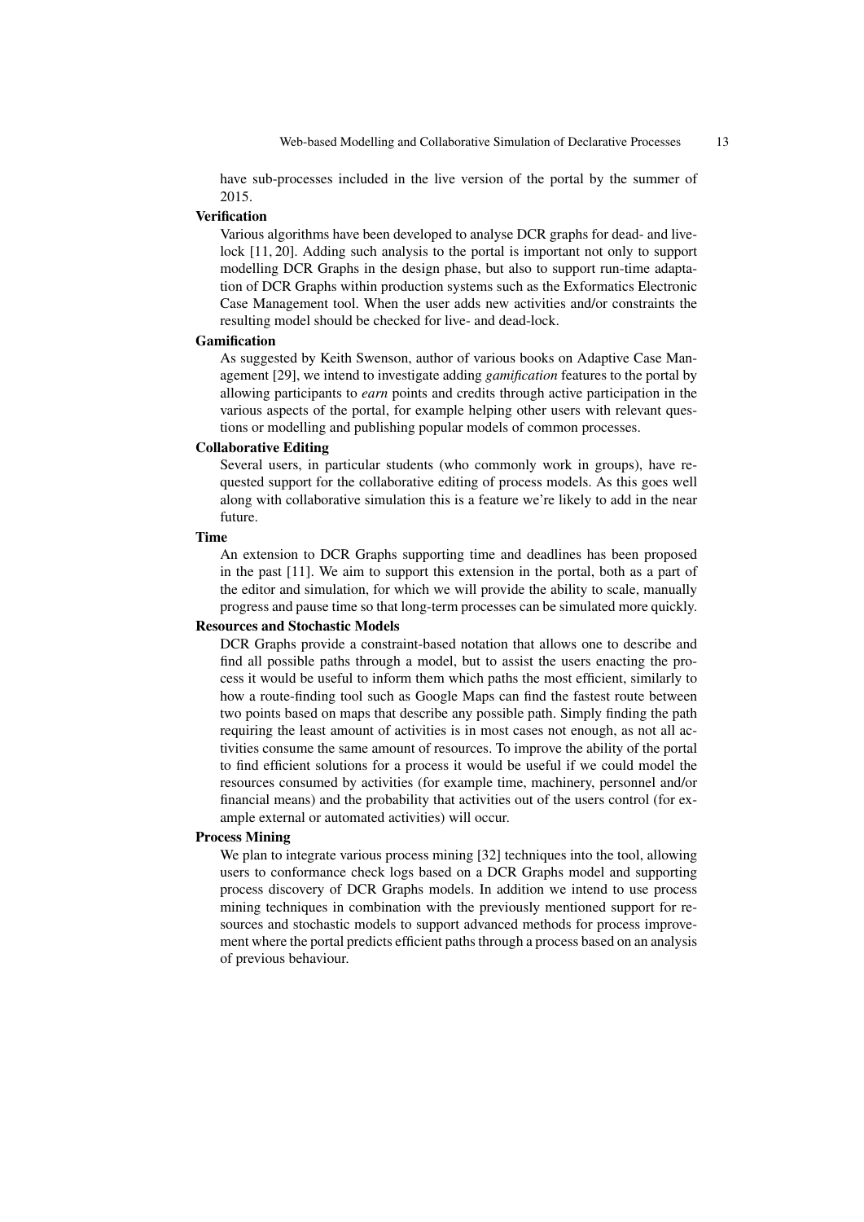have sub-processes included in the live version of the portal by the summer of 2015.

**Verification**

Various algorithms have been developed to analyse DCR graphs for dead- and live-lock [11, 20]. Adding such analysis to the portal is important not only to support modelling DCR Graphs in the design phase, but also to support run-time adaptation of DCR Graphs within production systems such as the Exformatics Electronic Case Management tool. When the user adds new activities and/or constraints the resulting model should be checked for live- and dead-lock.

**Gamification**

As suggested by Keith Swenson, author of various books on Adaptive Case Management [29], we intend to investigate adding *gamification* features to the portal by allowing participants to *earn* points and credits through active participation in the various aspects of the portal, for example helping other users with relevant questions or modelling and publishing popular models of common processes.

**Collaborative Editing**

Several users, in particular students (who commonly work in groups), have requested support for the collaborative editing of process models. As this goes well along with collaborative simulation this is a feature we're likely to add in the near future.

**Time**

An extension to DCR Graphs supporting time and deadlines has been proposed in the past [11]. We aim to support this extension in the portal, both as a part of the editor and simulation, for which we will provide the ability to scale, manually progress and pause time so that long-term processes can be simulated more quickly.

**Resources and Stochastic Models**

DCR Graphs provide a constraint-based notation that allows one to describe and find all possible paths through a model, but to assist the users enacting the process it would be useful to inform them which paths the most efficient, similarly to how a route-finding tool such as Google Maps can find the fastest route between two points based on maps that describe any possible path. Simply finding the path requiring the least amount of activities is in most cases not enough, as not all activities consume the same amount of resources. To improve the ability of the portal to find efficient solutions for a process it would be useful if we could model the resources consumed by activities (for example time, machinery, personnel and/or financial means) and the probability that activities out of the users control (for example external or automated activities) will occur.

**Process Mining**

We plan to integrate various process mining [32] techniques into the tool, allowing users to conformance check logs based on a DCR Graphs model and supporting process discovery of DCR Graphs models. In addition we intend to use process mining techniques in combination with the previously mentioned support for resources and stochastic models to support advanced methods for process improvement where the portal predicts efficient paths through a process based on an analysis of previous behaviour.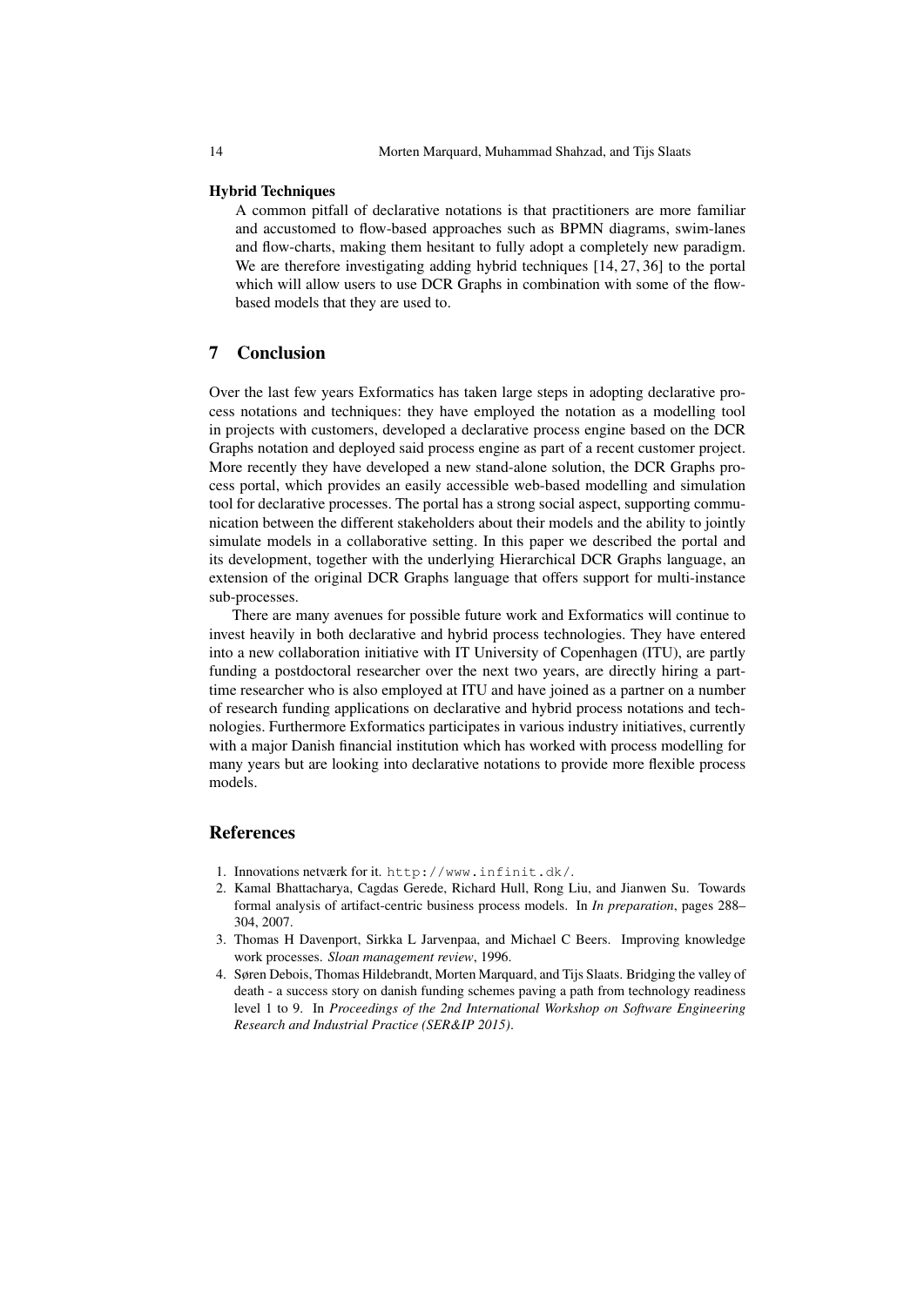**Hybrid Techniques**

A common pitfall of declarative notations is that practitioners are more familiar and accustomed to flow-based approaches such as BPMN diagrams, swim-lanes and flow-charts, making them hesitant to fully adopt a completely new paradigm. We are therefore investigating adding hybrid techniques [14, 27, 36] to the portal which will allow users to use DCR Graphs in combination with some of the flow-based models that they are used to.

## 7 Conclusion

Over the last few years Exformatics has taken large steps in adopting declarative process notations and techniques: they have employed the notation as a modelling tool in projects with customers, developed a declarative process engine based on the DCR Graphs notation and deployed said process engine as part of a recent customer project. More recently they have developed a new stand-alone solution, the DCR Graphs process portal, which provides an easily accessible web-based modelling and simulation tool for declarative processes. The portal has a strong social aspect, supporting communication between the different stakeholders about their models and the ability to jointly simulate models in a collaborative setting. In this paper we described the portal and its development, together with the underlying Hierarchical DCR Graphs language, an extension of the original DCR Graphs language that offers support for multi-instance sub-processes.

There are many avenues for possible future work and Exformatics will continue to invest heavily in both declarative and hybrid process technologies. They have entered into a new collaboration initiative with IT University of Copenhagen (ITU), are partly funding a postdoctoral researcher over the next two years, are directly hiring a part-time researcher who is also employed at ITU and have joined as a partner on a number of research funding applications on declarative and hybrid process notations and technologies. Furthermore Exformatics participates in various industry initiatives, currently with a major Danish financial institution which has worked with process modelling for many years but are looking into declarative notations to provide more flexible process models.

## References

1. Innovations netværk for it. `http://www.infinit.dk/`.
2. Kamal Bhattacharya, Cagdas Gerede, Richard Hull, Rong Liu, and Jianwen Su. Towards formal analysis of artifact-centric business process models. In *In preparation*, pages 288–304, 2007.
3. Thomas H Davenport, Sirkka L Jarvenpaa, and Michael C Beers. Improving knowledge work processes. *Sloan management review*, 1996.
4. Søren Debois, Thomas Hildebrandt, Morten Marquard, and Tijs Slaats. Bridging the valley of death - a success story on danish funding schemes paving a path from technology readiness level 1 to 9. In *Proceedings of the 2nd International Workshop on Software Engineering Research and Industrial Practice (SER&IP 2015)*.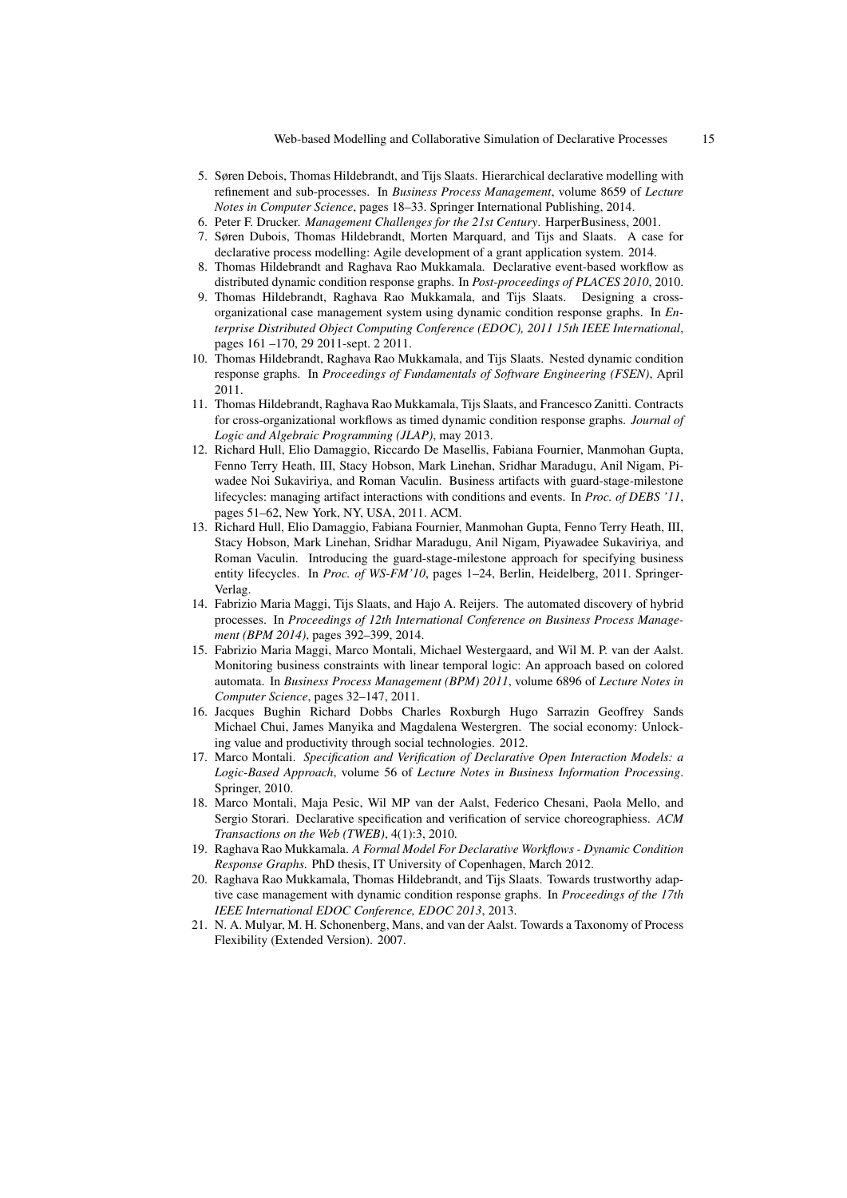5. Søren Debois, Thomas Hildebrandt, and Tijs Slaats. Hierarchical declarative modelling with refinement and sub-processes. In *Business Process Management*, volume 8659 of *Lecture Notes in Computer Science*, pages 18–33. Springer International Publishing, 2014.
6. Peter F. Drucker. *Management Challenges for the 21st Century*. HarperBusiness, 2001.
7. Søren Dubois, Thomas Hildebrandt, Morten Marquard, and Tijs and Slaats. A case for declarative process modelling: Agile development of a grant application system. 2014.
8. Thomas Hildebrandt and Raghava Rao Mukkamala. Declarative event-based workflow as distributed dynamic condition response graphs. In *Post-proceedings of PLACES 2010*, 2010.
9. Thomas Hildebrandt, Raghava Rao Mukkamala, and Tijs Slaats. Designing a cross-organizational case management system using dynamic condition response graphs. In *Enterprise Distributed Object Computing Conference (EDOC), 2011 15th IEEE International*, pages 161 –170, 29 2011-sept. 2 2011.
10. Thomas Hildebrandt, Raghava Rao Mukkamala, and Tijs Slaats. Nested dynamic condition response graphs. In *Proceedings of Fundamentals of Software Engineering (FSEN)*, April 2011.
11. Thomas Hildebrandt, Raghava Rao Mukkamala, Tijs Slaats, and Francesco Zanitti. Contracts for cross-organizational workflows as timed dynamic condition response graphs. *Journal of Logic and Algebraic Programming (JLAP)*, may 2013.
12. Richard Hull, Elio Damaggio, Riccardo De Masellis, Fabiana Fournier, Manmohan Gupta, Fenno Terry Heath, III, Stacy Hobson, Mark Linehan, Sridhar Maradugu, Anil Nigam, Piwadee Noi Sukaviriya, and Roman Vaculin. Business artifacts with guard-stage-milestone lifecycles: managing artifact interactions with conditions and events. In *Proc. of DEBS '11*, pages 51–62, New York, NY, USA, 2011. ACM.
13. Richard Hull, Elio Damaggio, Fabiana Fournier, Manmohan Gupta, Fenno Terry Heath, III, Stacy Hobson, Mark Linehan, Sridhar Maradugu, Anil Nigam, Piyawadee Sukaviriya, and Roman Vaculin. Introducing the guard-stage-milestone approach for specifying business entity lifecycles. In *Proc. of WS-FM'10*, pages 1–24, Berlin, Heidelberg, 2011. Springer-Verlag.
14. Fabrizio Maria Maggi, Tijs Slaats, and Hajo A. Reijers. The automated discovery of hybrid processes. In *Proceedings of 12th International Conference on Business Process Management (BPM 2014)*, pages 392–399, 2014.
15. Fabrizio Maria Maggi, Marco Montali, Michael Westergaard, and Wil M. P. van der Aalst. Monitoring business constraints with linear temporal logic: An approach based on colored automata. In *Business Process Management (BPM) 2011*, volume 6896 of *Lecture Notes in Computer Science*, pages 32–147, 2011.
16. Jacques Bughin Richard Dobbs Charles Roxburgh Hugo Sarrazin Geoffrey Sands Michael Chui, James Manyika and Magdalena Westergren. The social economy: Unlocking value and productivity through social technologies. 2012.
17. Marco Montali. *Specification and Verification of Declarative Open Interaction Models: a Logic-Based Approach*, volume 56 of *Lecture Notes in Business Information Processing*. Springer, 2010.
18. Marco Montali, Maja Pesic, Wil MP van der Aalst, Federico Chesani, Paola Mello, and Sergio Storari. Declarative specification and verification of service choreographiess. *ACM Transactions on the Web (TWEB)*, 4(1):3, 2010.
19. Raghava Rao Mukkamala. *A Formal Model For Declarative Workflows - Dynamic Condition Response Graphs*. PhD thesis, IT University of Copenhagen, March 2012.
20. Raghava Rao Mukkamala, Thomas Hildebrandt, and Tijs Slaats. Towards trustworthy adaptive case management with dynamic condition response graphs. In *Proceedings of the 17th IEEE International EDOC Conference, EDOC 2013*, 2013.
21. N. A. Mulyar, M. H. Schonenberg, Mans, and van der Aalst. Towards a Taxonomy of Process Flexibility (Extended Version). 2007.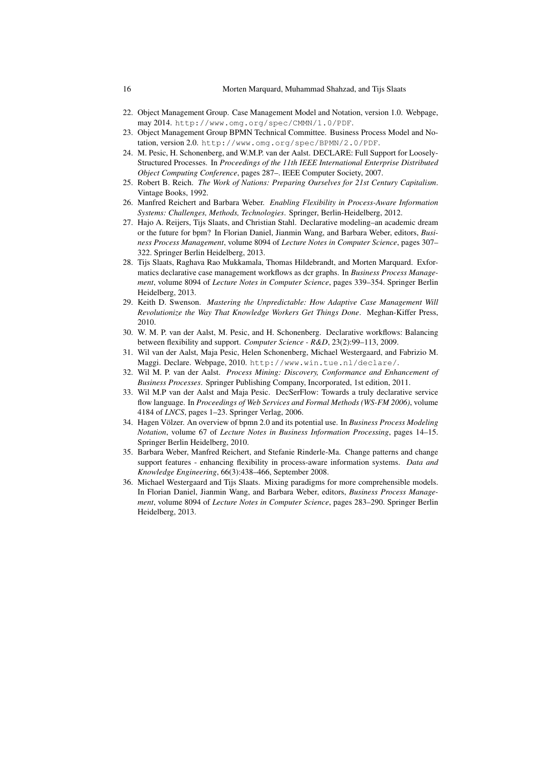22. Object Management Group. Case Management Model and Notation, version 1.0. Webpage, may 2014. http://www.omg.org/spec/CMMN/1.0/PDF.
23. Object Management Group BPMN Technical Committee. Business Process Model and Notation, version 2.0. http://www.omg.org/spec/BPMN/2.0/PDF.
24. M. Pesic, H. Schonenberg, and W.M.P. van der Aalst. DECLARE: Full Support for Loosely-Structured Processes. In *Proceedings of the 11th IEEE International Enterprise Distributed Object Computing Conference*, pages 287–. IEEE Computer Society, 2007.
25. Robert B. Reich. *The Work of Nations: Preparing Ourselves for 21st Century Capitalism*. Vintage Books, 1992.
26. Manfred Reichert and Barbara Weber. *Enabling Flexibility in Process-Aware Information Systems: Challenges, Methods, Technologies*. Springer, Berlin-Heidelberg, 2012.
27. Hajo A. Reijers, Tijs Slaats, and Christian Stahl. Declarative modeling–an academic dream or the future for bpm? In Florian Daniel, Jianmin Wang, and Barbara Weber, editors, *Business Process Management*, volume 8094 of *Lecture Notes in Computer Science*, pages 307–322. Springer Berlin Heidelberg, 2013.
28. Tijs Slaats, Raghava Rao Mukkamala, Thomas Hildebrandt, and Morten Marquard. Exformatics declarative case management workflows as dcr graphs. In *Business Process Management*, volume 8094 of *Lecture Notes in Computer Science*, pages 339–354. Springer Berlin Heidelberg, 2013.
29. Keith D. Swenson. *Mastering the Unpredictable: How Adaptive Case Management Will Revolutionize the Way That Knowledge Workers Get Things Done*. Meghan-Kiffer Press, 2010.
30. W. M. P. van der Aalst, M. Pesic, and H. Schonenberg. Declarative workflows: Balancing between flexibility and support. *Computer Science - R&D*, 23(2):99–113, 2009.
31. Wil van der Aalst, Maja Pesic, Helen Schonenberg, Michael Westergaard, and Fabrizio M. Maggi. Declare. Webpage, 2010. http://www.win.tue.nl/declare/.
32. Wil M. P. van der Aalst. *Process Mining: Discovery, Conformance and Enhancement of Business Processes*. Springer Publishing Company, Incorporated, 1st edition, 2011.
33. Wil M.P van der Aalst and Maja Pesic. DecSerFlow: Towards a truly declarative service flow language. In *Proceedings of Web Services and Formal Methods (WS-FM 2006)*, volume 4184 of *LNCS*, pages 1–23. Springer Verlag, 2006.
34. Hagen Völzer. An overview of bpmn 2.0 and its potential use. In *Business Process Modeling Notation*, volume 67 of *Lecture Notes in Business Information Processing*, pages 14–15. Springer Berlin Heidelberg, 2010.
35. Barbara Weber, Manfred Reichert, and Stefanie Rinderle-Ma. Change patterns and change support features - enhancing flexibility in process-aware information systems. *Data and Knowledge Engineering*, 66(3):438–466, September 2008.
36. Michael Westergaard and Tijs Slaats. Mixing paradigms for more comprehensible models. In Florian Daniel, Jianmin Wang, and Barbara Weber, editors, *Business Process Management*, volume 8094 of *Lecture Notes in Computer Science*, pages 283–290. Springer Berlin Heidelberg, 2013.